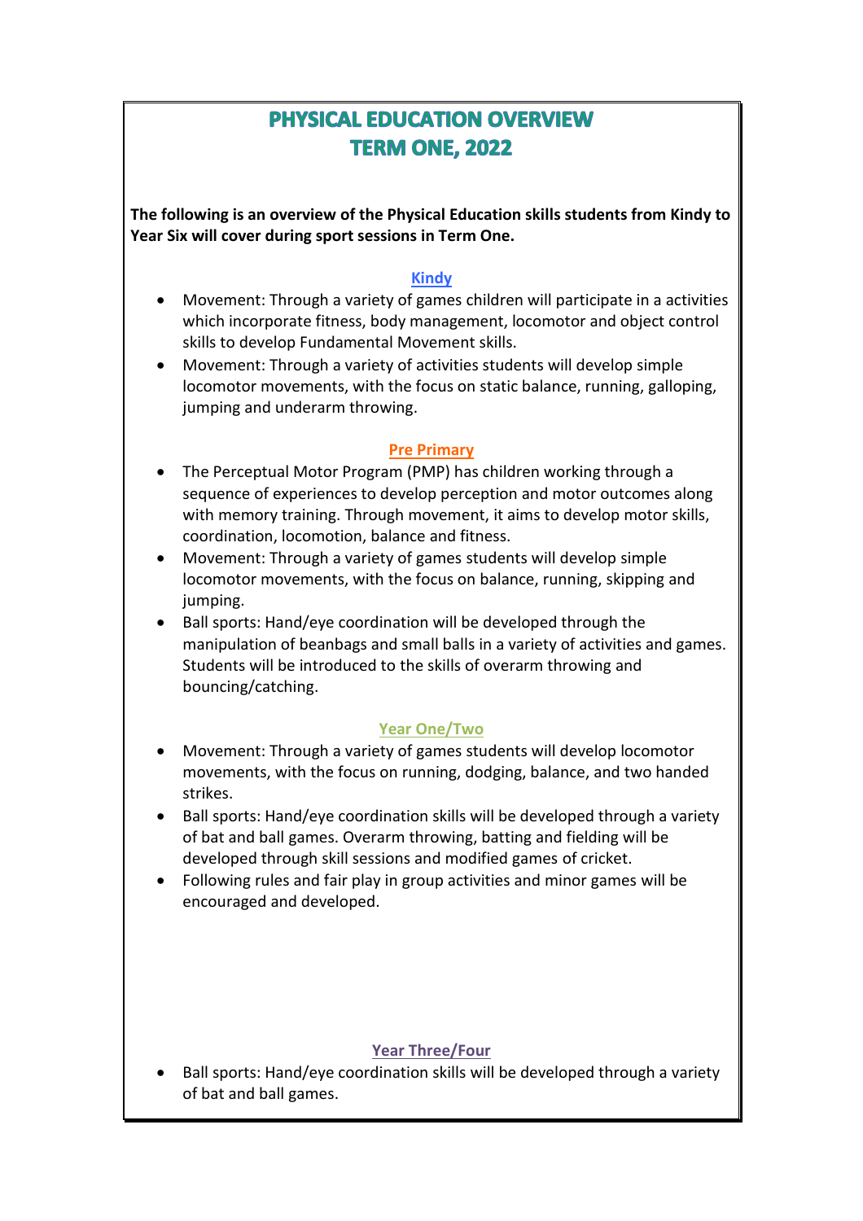# PHYSICAL EDUCATION OVERVIEW
# TERM ONE, 2022

**The following is an overview of the Physical Education skills students from Kindy to Year Six will cover during sport sessions in Term One.**

## Kindy

- Movement: Through a variety of games children will participate in a activities which incorporate fitness, body management, locomotor and object control skills to develop Fundamental Movement skills.
- Movement: Through a variety of activities students will develop simple locomotor movements, with the focus on static balance, running, galloping, jumping and underarm throwing.

## Pre Primary

- The Perceptual Motor Program (PMP) has children working through a sequence of experiences to develop perception and motor outcomes along with memory training. Through movement, it aims to develop motor skills, coordination, locomotion, balance and fitness.
- Movement: Through a variety of games students will develop simple locomotor movements, with the focus on balance, running, skipping and jumping.
- Ball sports: Hand/eye coordination will be developed through the manipulation of beanbags and small balls in a variety of activities and games. Students will be introduced to the skills of overarm throwing and bouncing/catching.

## Year One/Two

- Movement: Through a variety of games students will develop locomotor movements, with the focus on running, dodging, balance, and two handed strikes.
- Ball sports: Hand/eye coordination skills will be developed through a variety of bat and ball games. Overarm throwing, batting and fielding will be developed through skill sessions and modified games of cricket.
- Following rules and fair play in group activities and minor games will be encouraged and developed.

## Year Three/Four

- Ball sports: Hand/eye coordination skills will be developed through a variety of bat and ball games.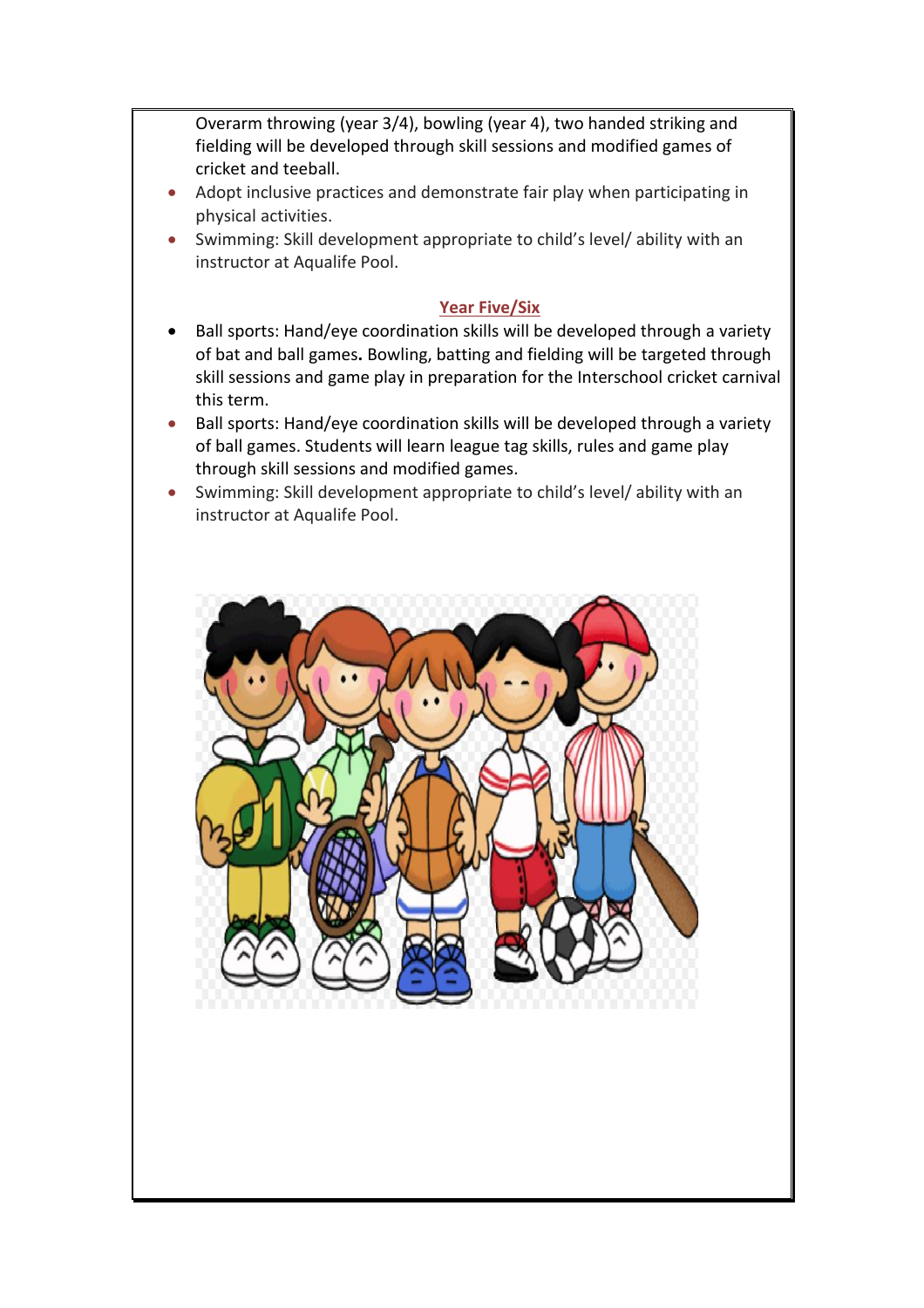Overarm throwing (year 3/4), bowling (year 4), two handed striking and fielding will be developed through skill sessions and modified games of cricket and teeball.

- Adopt inclusive practices and demonstrate fair play when participating in physical activities.
- Swimming: Skill development appropriate to child's level/ ability with an instructor at Aqualife Pool.

## Year Five/Six

- Ball sports: Hand/eye coordination skills will be developed through a variety of bat and ball games**.** Bowling, batting and fielding will be targeted through skill sessions and game play in preparation for the Interschool cricket carnival this term.
- Ball sports: Hand/eye coordination skills will be developed through a variety of ball games. Students will learn league tag skills, rules and game play through skill sessions and modified games.
- Swimming: Skill development appropriate to child's level/ ability with an instructor at Aqualife Pool.